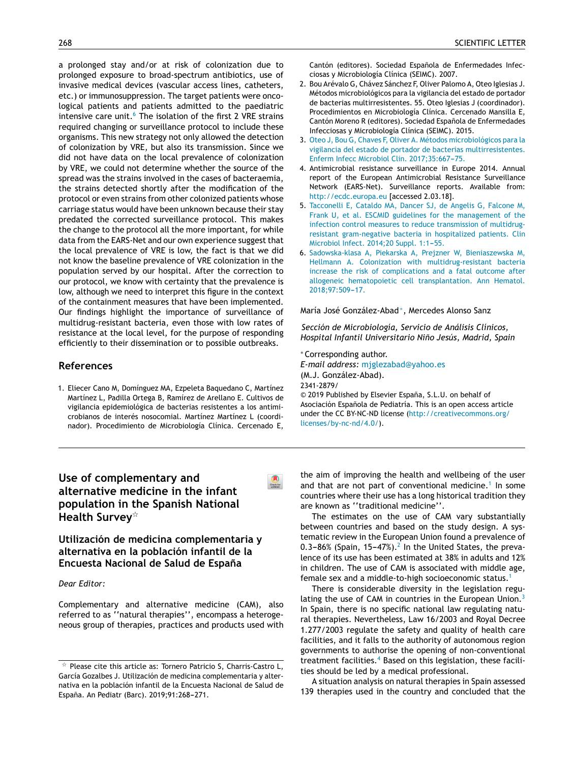a prolonged stay and/or at risk of colonization due to prolonged exposure to broad-spectrum antibiotics, use of invasive medical devices (vascular access lines, catheters, etc.) or immunosuppression. The target patients were oncological patients and patients admitted to the paediatric intensive care unit.[6] The isolation of the first 2 VRE strains required changing or surveillance protocol to include these organisms. This new strategy not only allowed the detection of colonization by VRE, but also its transmission. Since we did not have data on the local prevalence of colonization by VRE, we could not determine whether the source of the spread was the strains involved in the cases of bacteraemia, the strains detected shortly after the modification of the protocol or even strains from other colonized patients whose carriage status would have been unknown because their stay predated the corrected surveillance protocol. This makes the change to the protocol all the more important, for while data from the EARS-Net and our own experience suggest that the local prevalence of VRE is low, the fact is that we did not know the baseline prevalence of VRE colonization in the population served by our hospital. After the correction to our protocol, we know with certainty that the prevalence is low, although we need to interpret this figure in the context of the containment measures that have been implemented. Our findings highlight the importance of surveillance of multidrug-resistant bacteria, even those with low rates of resistance at the local level, for the purpose of responding efficiently to their dissemination or to possible outbreaks.

## References

1. Eliecer Cano M, Domínguez MA, Ezpeleta Baquedano C, Martínez Martínez L, Padilla Ortega B, Ramírez de Arellano E. Cultivos de vigilancia epidemiológica de bacterias resistentes a los antimicrobianos de interés nosocomial. Martínez Martínez L (coordinador). Procedimiento de Microbiología Clínica. Cercenado E, Cantón (editores). Sociedad Española de Enfermedades Infecciosas y Microbiología Clínica (SEIMC). 2007.
2. Bou Arévalo G, Chávez Sánchez F, Oliver Palomo A, Oteo Iglesias J. Métodos microbiológicos para la vigilancia del estado de portador de bacterias multirresistentes. 55. Oteo Iglesias J (coordinador). Procedimientos en Microbiología Clínica. Cercenado Mansilla E, Cantón Moreno R (editores). Sociedad Española de Enfermedades Infecciosas y Microbiología Clínica (SEIMC). 2015.
3. Oteo J, Bou G, Chaves F, Oliver A. Métodos microbiológicos para la vigilancia del estado de portador de bacterias multirresistentes. Enferm Infecc Microbiol Clin. 2017;35:667–75.
4. Antimicrobial resistance surveillance in Europe 2014. Annual report of the European Antimicrobial Resistance Surveillance Network (EARS-Net). Surveillance reports. Available from: http://ecdc.europa.eu [accessed 2.03.18].
5. Tacconelli E, Cataldo MA, Dancer SJ, de Angelis G, Falcone M, Frank U, et al. ESCMID guidelines for the management of the infection control measures to reduce transmission of multidrug-resistant gram-negative bacteria in hospitalized patients. Clin Microbiol Infect. 2014;20 Suppl. 1:1–55.
6. Sadowska-klasa A, Piekarska A, Prejzner W, Bieniaszewska M, Hellmann A. Colonization with multidrug-resistant bacteria increase the risk of complications and a fatal outcome after allogeneic hematopoietic cell transplantation. Ann Hematol. 2018;97:509–17.

María José González-Abad*, Mercedes Alonso Sanz

*Sección de Microbiología, Servicio de Análisis Clínicos, Hospital Infantil Universitario Niño Jesús, Madrid, Spain*

* Corresponding author.
*E-mail address:* mjglezabad@yahoo.es
(M.J. González-Abad).

2341-2879/
© 2019 Published by Elsevier España, S.L.U. on behalf of Asociación Española de Pediatría. This is an open access article under the CC BY-NC-ND license (http://creativecommons.org/licenses/by-nc-nd/4.0/).

# Use of complementary and alternative medicine in the infant population in the Spanish National Health Survey☆

## Utilización de medicina complementaria y alternativa en la población infantil de la Encuesta Nacional de Salud de España

*Dear Editor:*

Complementary and alternative medicine (CAM), also referred to as ''natural therapies'', encompass a heterogeneous group of therapies, practices and products used with the aim of improving the health and wellbeing of the user and that are not part of conventional medicine.[1] In some countries where their use has a long historical tradition they are known as ''traditional medicine''.

The estimates on the use of CAM vary substantially between countries and based on the study design. A systematic review in the European Union found a prevalence of 0.3–86% (Spain, 15–47%).[2] In the United States, the prevalence of its use has been estimated at 38% in adults and 12% in children. The use of CAM is associated with middle age, female sex and a middle-to-high socioeconomic status.[1]

There is considerable diversity in the legislation regulating the use of CAM in countries in the European Union.[3] In Spain, there is no specific national law regulating natural therapies. Nevertheless, Law 16/2003 and Royal Decree 1.277/2003 regulate the safety and quality of health care facilities, and it falls to the authority of autonomous region governments to authorise the opening of non-conventional treatment facilities.[4] Based on this legislation, these facilities should be led by a medical professional.

A situation analysis on natural therapies in Spain assessed 139 therapies used in the country and concluded that the

☆ Please cite this article as: Tornero Patricio S, Charris-Castro L, García Gozalbes J. Utilización de medicina complementaria y alternativa en la población infantil de la Encuesta Nacional de Salud de España. An Pediatr (Barc). 2019;91:268–271.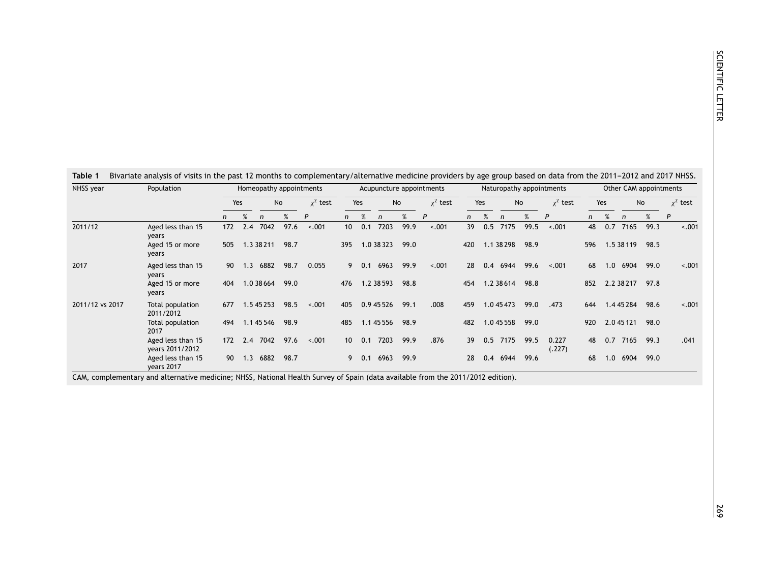**Table 1** Bivariate analysis of visits in the past 12 months to complementary/alternative medicine providers by age group based on data from the 2011–2012 and 2017 NHSS.

| NHSS year | Population | Homeopathy appointments | | | | | Acupuncture appointments | | | | | Naturopathy appointments | | | | | Other CAM appointments | | | | |
|---|---|---|---|---|---|---|---|---|---|---|---|---|---|---|---|---|---|---|---|---|---|
| | | Yes | | No | | $\chi^2$ test | Yes | | No | | $\chi^2$ test | Yes | | No | | $\chi^2$ test | Yes | | No | | $\chi^2$ test |
| | | n | % | n | % | P | n | % | n | % | P | n | % | n | % | P | n | % | n | % | P |
| 2011/12 | Aged less than 15 years | 172 | 2.4 | 7042 | 97.6 | <.001 | 10 | 0.1 | 7203 | 99.9 | <.001 | 39 | 0.5 | 7175 | 99.5 | <.001 | 48 | 0.7 | 7165 | 99.3 | <.001 |
| | Aged 15 or more years | 505 | 1.3 | 38 211 | 98.7 | | 395 | 1.0 | 38 323 | 99.0 | | 420 | 1.1 | 38 298 | 98.9 | | 596 | 1.5 | 38 119 | 98.5 | |
| 2017 | Aged less than 15 years | 90 | 1.3 | 6882 | 98.7 | 0.055 | 9 | 0.1 | 6963 | 99.9 | <.001 | 28 | 0.4 | 6944 | 99.6 | <.001 | 68 | 1.0 | 6904 | 99.0 | <.001 |
| | Aged 15 or more years | 404 | 1.0 | 38 664 | 99.0 | | 476 | 1.2 | 38 593 | 98.8 | | 454 | 1.2 | 38 614 | 98.8 | | 852 | 2.2 | 38 217 | 97.8 | |
| 2011/12 vs 2017 | Total population 2011/2012 | 677 | 1.5 | 45 253 | 98.5 | <.001 | 405 | 0.9 | 45 526 | 99.1 | .008 | 459 | 1.0 | 45 473 | 99.0 | .473 | 644 | 1.4 | 45 284 | 98.6 | <.001 |
| | Total population 2017 | 494 | 1.1 | 45 546 | 98.9 | | 485 | 1.1 | 45 556 | 98.9 | | 482 | 1.0 | 45 558 | 99.0 | | 920 | 2.0 | 45 121 | 98.0 | |
| | Aged less than 15 years 2011/2012 | 172 | 2.4 | 7042 | 97.6 | <.001 | 10 | 0.1 | 7203 | 99.9 | .876 | 39 | 0.5 | 7175 | 99.5 | 0.227 (.227) | 48 | 0.7 | 7165 | 99.3 | .041 |
| | Aged less than 15 years 2017 | 90 | 1.3 | 6882 | 98.7 | | 9 | 0.1 | 6963 | 99.9 | | 28 | 0.4 | 6944 | 99.6 | | 68 | 1.0 | 6904 | 99.0 | |

CAM, complementary and alternative medicine; NHSS, National Health Survey of Spain (data available from the 2011/2012 edition).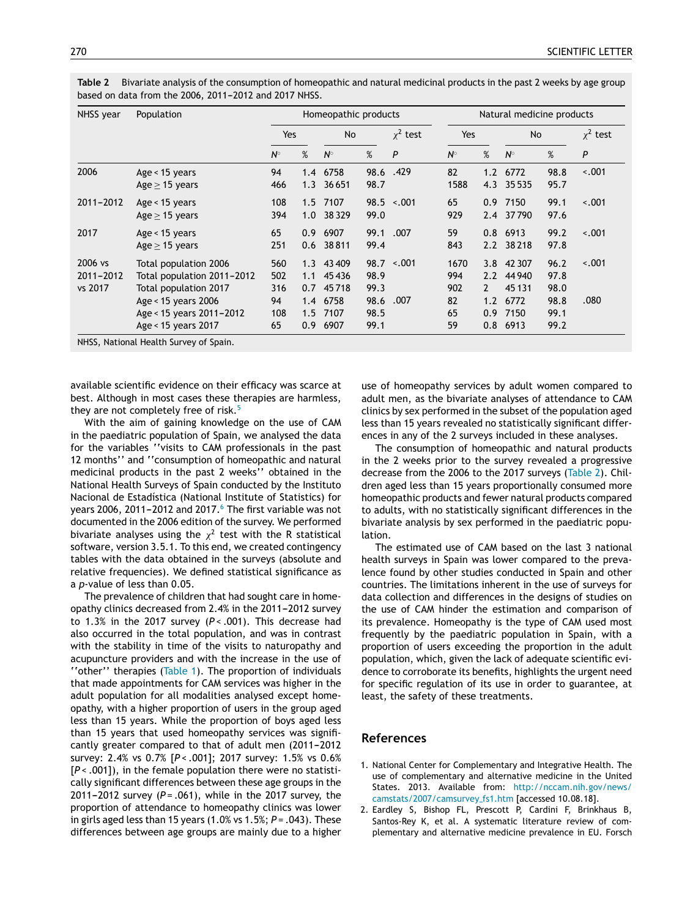**Table 2** Bivariate analysis of the consumption of homeopathic and natural medicinal products in the past 2 weeks by age group based on data from the 2006, 2011–2012 and 2017 NHSS.

| NHSS year | Population | Homeopathic products | | | | | Natural medicine products | | | | |
|---|---|---|---|---|---|---|---|---|---|---|---|
| | | Yes | | No | | $\chi^2$ test | Yes | | No | | $\chi^2$ test |
| | | N° | % | N° | % | P | N° | % | N° | % | P |
| 2006 | Age < 15 years | 94 | 1.4 | 6758 | 98.6 | .429 | 82 | 1.2 | 6772 | 98.8 | <.001 |
| | Age ≥ 15 years | 466 | 1.3 | 36 651 | 98.7 | | 1588 | 4.3 | 35 535 | 95.7 | |
| 2011–2012 | Age < 15 years | 108 | 1.5 | 7107 | 98.5 | <.001 | 65 | 0.9 | 7150 | 99.1 | <.001 |
| | Age ≥ 15 years | 394 | 1.0 | 38 329 | 99.0 | | 929 | 2.4 | 37 790 | 97.6 | |
| 2017 | Age < 15 years | 65 | 0.9 | 6907 | 99.1 | .007 | 59 | 0.8 | 6913 | 99.2 | <.001 |
| | Age ≥ 15 years | 251 | 0.6 | 38 811 | 99.4 | | 843 | 2.2 | 38 218 | 97.8 | |
| 2006 vs 2011–2012 vs 2017 | Total population 2006 | 560 | 1.3 | 43 409 | 98.7 | <.001 | 1670 | 3.8 | 42 307 | 96.2 | <.001 |
| | Total population 2011–2012 | 502 | 1.1 | 45 436 | 98.9 | | 994 | 2.2 | 44 940 | 97.8 | |
| | Total population 2017 | 316 | 0.7 | 45 718 | 99.3 | | 902 | 2 | 45 131 | 98.0 | |
| | Age < 15 years 2006 | 94 | 1.4 | 6758 | 98.6 | .007 | 82 | 1.2 | 6772 | 98.8 | .080 |
| | Age < 15 years 2011–2012 | 108 | 1.5 | 7107 | 98.5 | | 65 | 0.9 | 7150 | 99.1 | |
| | Age < 15 years 2017 | 65 | 0.9 | 6907 | 99.1 | | 59 | 0.8 | 6913 | 99.2 | |

NHSS, National Health Survey of Spain.

available scientific evidence on their efficacy was scarce at best. Although in most cases these therapies are harmless, they are not completely free of risk.[5]

With the aim of gaining knowledge on the use of CAM in the paediatric population of Spain, we analysed the data for the variables ''visits to CAM professionals in the past 12 months'' and ''consumption of homeopathic and natural medicinal products in the past 2 weeks'' obtained in the National Health Surveys of Spain conducted by the Instituto Nacional de Estadística (National Institute of Statistics) for years 2006, 2011–2012 and 2017.[6] The first variable was not documented in the 2006 edition of the survey. We performed bivariate analyses using the $\chi^2$ test with the R statistical software, version 3.5.1. To this end, we created contingency tables with the data obtained in the surveys (absolute and relative frequencies). We defined statistical significance as a *p*-value of less than 0.05.

The prevalence of children that had sought care in homeopathy clinics decreased from 2.4% in the 2011–2012 survey to 1.3% in the 2017 survey ($P < .001$). This decrease had also occurred in the total population, and was in contrast with the stability in time of the visits to naturopathy and acupuncture providers and with the increase in the use of ''other'' therapies (Table 1). The proportion of individuals that made appointments for CAM services was higher in the adult population for all modalities analysed except homeopathy, with a higher proportion of users in the group aged less than 15 years. While the proportion of boys aged less than 15 years that used homeopathy services was significantly greater compared to that of adult men (2011–2012 survey: 2.4% vs 0.7% [$P < .001$]; 2017 survey: 1.5% vs 0.6% [$P < .001$]), in the female population there were no statistically significant differences between these age groups in the 2011–2012 survey ($P = .061$), while in the 2017 survey, the proportion of attendance to homeopathy clinics was lower in girls aged less than 15 years (1.0% vs 1.5%; $P = .043$). These differences between age groups are mainly due to a higher use of homeopathy services by adult women compared to adult men, as the bivariate analyses of attendance to CAM clinics by sex performed in the subset of the population aged less than 15 years revealed no statistically significant differences in any of the 2 surveys included in these analyses.

The consumption of homeopathic and natural products in the 2 weeks prior to the survey revealed a progressive decrease from the 2006 to the 2017 surveys (Table 2). Children aged less than 15 years proportionally consumed more homeopathic products and fewer natural products compared to adults, with no statistically significant differences in the bivariate analysis by sex performed in the paediatric population.

The estimated use of CAM based on the last 3 national health surveys in Spain was lower compared to the prevalence found by other studies conducted in Spain and other countries. The limitations inherent in the use of surveys for data collection and differences in the designs of studies on the use of CAM hinder the estimation and comparison of its prevalence. Homeopathy is the type of CAM used most frequently by the paediatric population in Spain, with a proportion of users exceeding the proportion in the adult population, which, given the lack of adequate scientific evidence to corroborate its benefits, highlights the urgent need for specific regulation of its use in order to guarantee, at least, the safety of these treatments.

## References

1. National Center for Complementary and Integrative Health. The use of complementary and alternative medicine in the United States. 2013. Available from: http://nccam.nih.gov/news/camstats/2007/camsurvey_fs1.htm [accessed 10.08.18].
2. Eardley S, Bishop FL, Prescott P, Cardini F, Brinkhaus B, Santos-Rey K, et al. A systematic literature review of complementary and alternative medicine prevalence in EU. Forsch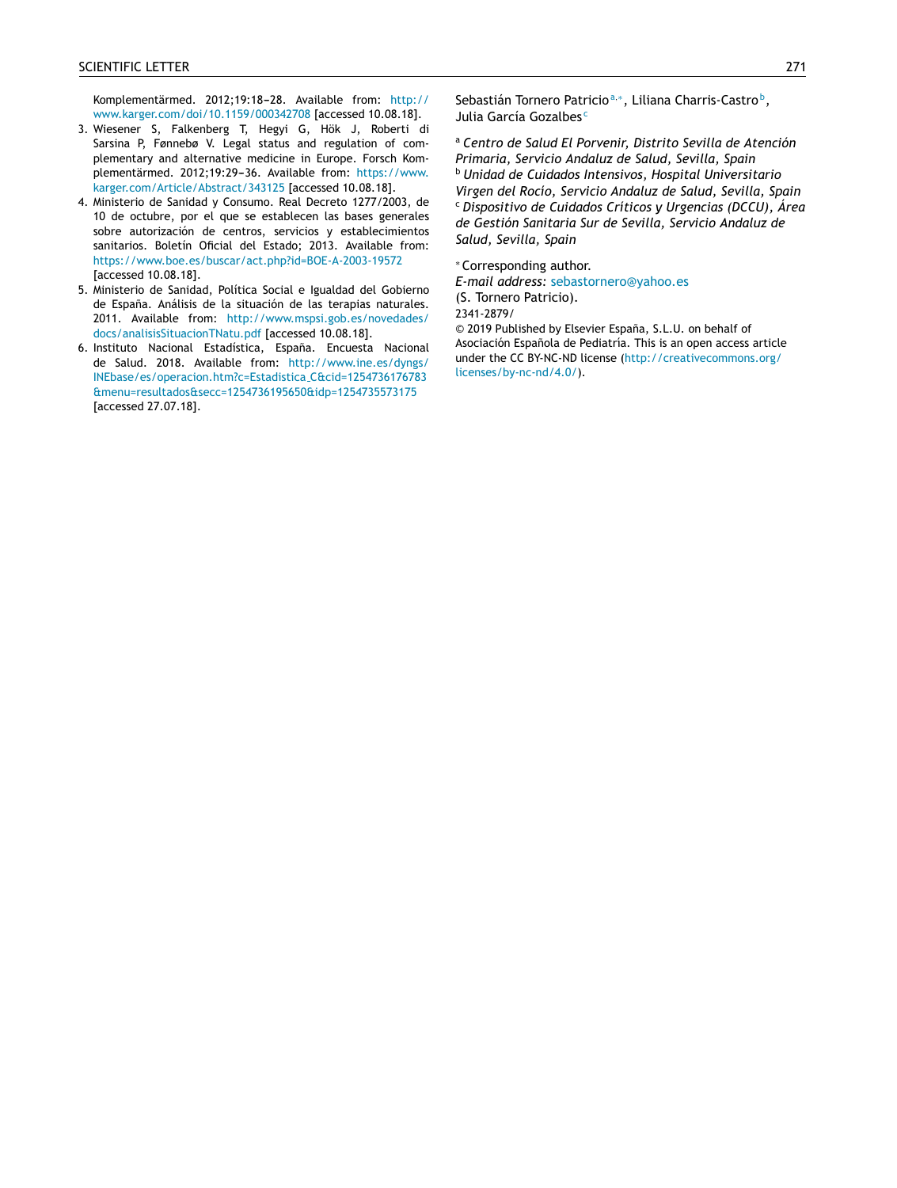Komplementärmed. 2012;19:18–28. Available from: http://www.karger.com/doi/10.1159/000342708 [accessed 10.08.18].

3. Wiesener S, Falkenberg T, Hegyi G, Hök J, Roberti di Sarsina P, Fønnebø V. Legal status and regulation of complementary and alternative medicine in Europe. Forsch Komplementärmed. 2012;19:29–36. Available from: https://www.karger.com/Article/Abstract/343125 [accessed 10.08.18].
4. Ministerio de Sanidad y Consumo. Real Decreto 1277/2003, de 10 de octubre, por el que se establecen las bases generales sobre autorización de centros, servicios y establecimientos sanitarios. Boletín Oficial del Estado; 2013. Available from: https://www.boe.es/buscar/act.php?id=BOE-A-2003-19572 [accessed 10.08.18].
5. Ministerio de Sanidad, Política Social e Igualdad del Gobierno de España. Análisis de la situación de las terapias naturales. 2011. Available from: http://www.mspsi.gob.es/novedades/docs/analisisSituacionTNatu.pdf [accessed 10.08.18].
6. Instituto Nacional Estadística, España. Encuesta Nacional de Salud. 2018. Available from: http://www.ine.es/dyngs/INEbase/es/operacion.htm?c=Estadistica_C&cid=1254736176783&menu=resultados&secc=1254736195650&idp=1254735573175 [accessed 27.07.18].

Sebastián Tornero Patricio[a,*], Liliana Charris-Castro[b], Julia García Gozalbes[c]

[a] *Centro de Salud El Porvenir, Distrito Sevilla de Atención Primaria, Servicio Andaluz de Salud, Sevilla, Spain*
[b] *Unidad de Cuidados Intensivos, Hospital Universitario Virgen del Rocío, Servicio Andaluz de Salud, Sevilla, Spain*
[c] *Dispositivo de Cuidados Críticos y Urgencias (DCCU), Área de Gestión Sanitaria Sur de Sevilla, Servicio Andaluz de Salud, Sevilla, Spain*

[*] Corresponding author.
*E-mail address:* sebastornero@yahoo.es
(S. Tornero Patricio).

2341-2879/

© 2019 Published by Elsevier España, S.L.U. on behalf of Asociación Española de Pediatría. This is an open access article under the CC BY-NC-ND license (http://creativecommons.org/licenses/by-nc-nd/4.0/).